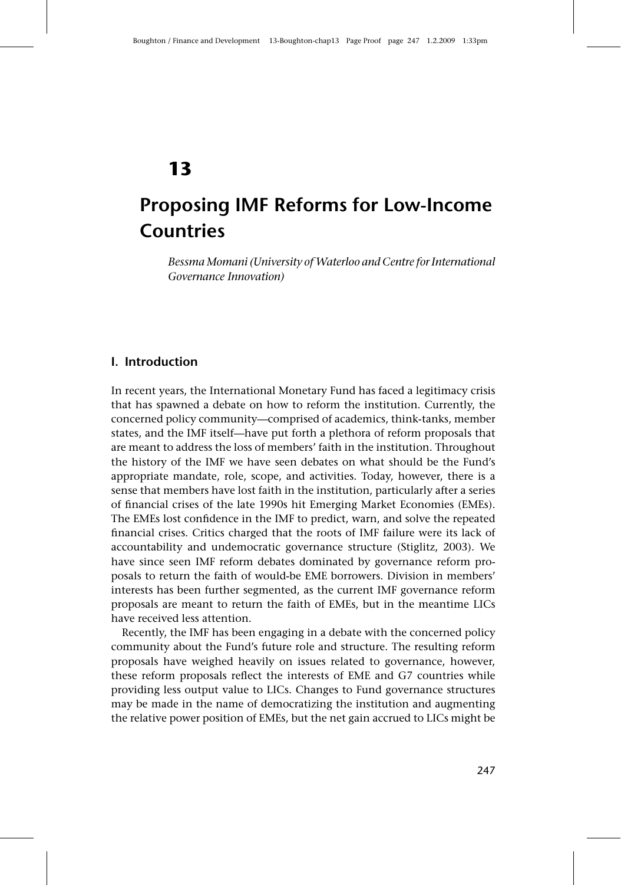# 13

# Proposing IMF Reforms for Low-Income Countries

*Bessma Momani (University of Waterloo and Centre for International Governance Innovation)*

## I. Introduction

In recent years, the International Monetary Fund has faced a legitimacy crisis that has spawned a debate on how to reform the institution. Currently, the concerned policy community—comprised of academics, think-tanks, member states, and the IMF itself—have put forth a plethora of reform proposals that are meant to address the loss of members' faith in the institution. Throughout the history of the IMF we have seen debates on what should be the Fund's appropriate mandate, role, scope, and activities. Today, however, there is a sense that members have lost faith in the institution, particularly after a series of financial crises of the late 1990s hit Emerging Market Economies (EMEs). The EMEs lost confidence in the IMF to predict, warn, and solve the repeated financial crises. Critics charged that the roots of IMF failure were its lack of accountability and undemocratic governance structure (Stiglitz, 2003). We have since seen IMF reform debates dominated by governance reform proposals to return the faith of would-be EME borrowers. Division in members' interests has been further segmented, as the current IMF governance reform proposals are meant to return the faith of EMEs, but in the meantime LICs have received less attention.

Recently, the IMF has been engaging in a debate with the concerned policy community about the Fund's future role and structure. The resulting reform proposals have weighed heavily on issues related to governance, however, these reform proposals reflect the interests of EME and G7 countries while providing less output value to LICs. Changes to Fund governance structures may be made in the name of democratizing the institution and augmenting the relative power position of EMEs, but the net gain accrued to LICs might be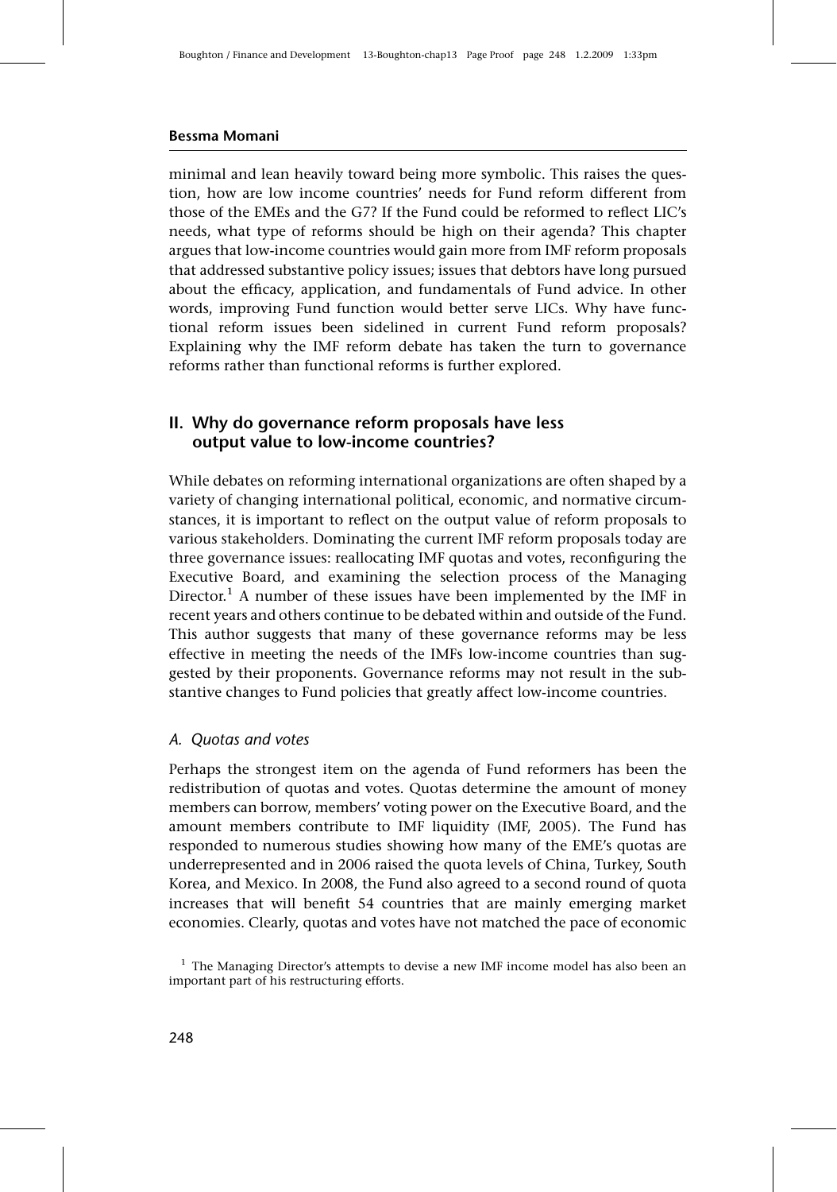minimal and lean heavily toward being more symbolic. This raises the question, how are low income countries' needs for Fund reform different from those of the EMEs and the G7? If the Fund could be reformed to reflect LIC's needs, what type of reforms should be high on their agenda? This chapter argues that low-income countries would gain more from IMF reform proposals that addressed substantive policy issues; issues that debtors have long pursued about the efficacy, application, and fundamentals of Fund advice. In other words, improving Fund function would better serve LICs. Why have functional reform issues been sidelined in current Fund reform proposals? Explaining why the IMF reform debate has taken the turn to governance reforms rather than functional reforms is further explored.

## II. Why do governance reform proposals have less output value to low-income countries?

While debates on reforming international organizations are often shaped by a variety of changing international political, economic, and normative circumstances, it is important to reflect on the output value of reform proposals to various stakeholders. Dominating the current IMF reform proposals today are three governance issues: reallocating IMF quotas and votes, reconfiguring the Executive Board, and examining the selection process of the Managing Director.[1] A number of these issues have been implemented by the IMF in recent years and others continue to be debated within and outside of the Fund. This author suggests that many of these governance reforms may be less effective in meeting the needs of the IMFs low-income countries than suggested by their proponents. Governance reforms may not result in the substantive changes to Fund policies that greatly affect low-income countries.

### *A. Quotas and votes*

Perhaps the strongest item on the agenda of Fund reformers has been the redistribution of quotas and votes. Quotas determine the amount of money members can borrow, members' voting power on the Executive Board, and the amount members contribute to IMF liquidity (IMF, 2005). The Fund has responded to numerous studies showing how many of the EME's quotas are underrepresented and in 2006 raised the quota levels of China, Turkey, South Korea, and Mexico. In 2008, the Fund also agreed to a second round of quota increases that will benefit 54 countries that are mainly emerging market economies. Clearly, quotas and votes have not matched the pace of economic

[1] The Managing Director's attempts to devise a new IMF income model has also been an important part of his restructuring efforts.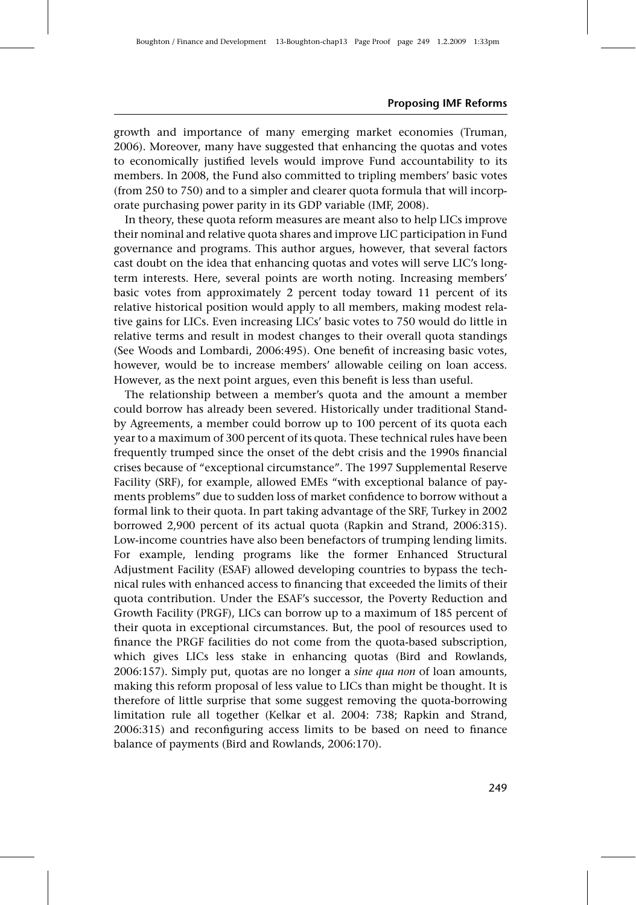growth and importance of many emerging market economies (Truman, 2006). Moreover, many have suggested that enhancing the quotas and votes to economically justified levels would improve Fund accountability to its members. In 2008, the Fund also committed to tripling members' basic votes (from 250 to 750) and to a simpler and clearer quota formula that will incorporate purchasing power parity in its GDP variable (IMF, 2008).

In theory, these quota reform measures are meant also to help LICs improve their nominal and relative quota shares and improve LIC participation in Fund governance and programs. This author argues, however, that several factors cast doubt on the idea that enhancing quotas and votes will serve LIC's long-term interests. Here, several points are worth noting. Increasing members' basic votes from approximately 2 percent today toward 11 percent of its relative historical position would apply to all members, making modest relative gains for LICs. Even increasing LICs' basic votes to 750 would do little in relative terms and result in modest changes to their overall quota standings (See Woods and Lombardi, 2006:495). One benefit of increasing basic votes, however, would be to increase members' allowable ceiling on loan access. However, as the next point argues, even this benefit is less than useful.

The relationship between a member's quota and the amount a member could borrow has already been severed. Historically under traditional Stand-by Agreements, a member could borrow up to 100 percent of its quota each year to a maximum of 300 percent of its quota. These technical rules have been frequently trumped since the onset of the debt crisis and the 1990s financial crises because of "exceptional circumstance". The 1997 Supplemental Reserve Facility (SRF), for example, allowed EMEs "with exceptional balance of payments problems" due to sudden loss of market confidence to borrow without a formal link to their quota. In part taking advantage of the SRF, Turkey in 2002 borrowed 2,900 percent of its actual quota (Rapkin and Strand, 2006:315). Low-income countries have also been benefactors of trumping lending limits. For example, lending programs like the former Enhanced Structural Adjustment Facility (ESAF) allowed developing countries to bypass the technical rules with enhanced access to financing that exceeded the limits of their quota contribution. Under the ESAF's successor, the Poverty Reduction and Growth Facility (PRGF), LICs can borrow up to a maximum of 185 percent of their quota in exceptional circumstances. But, the pool of resources used to finance the PRGF facilities do not come from the quota-based subscription, which gives LICs less stake in enhancing quotas (Bird and Rowlands, 2006:157). Simply put, quotas are no longer a *sine qua non* of loan amounts, making this reform proposal of less value to LICs than might be thought. It is therefore of little surprise that some suggest removing the quota-borrowing limitation rule all together (Kelkar et al. 2004: 738; Rapkin and Strand, 2006:315) and reconfiguring access limits to be based on need to finance balance of payments (Bird and Rowlands, 2006:170).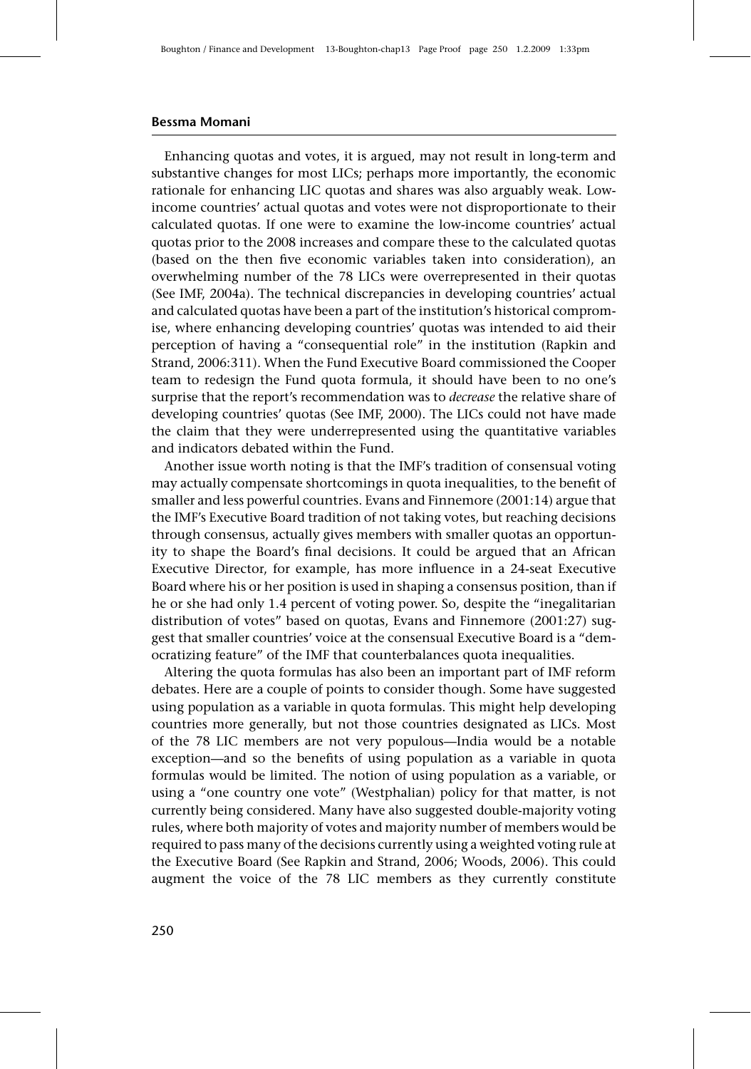Enhancing quotas and votes, it is argued, may not result in long-term and substantive changes for most LICs; perhaps more importantly, the economic rationale for enhancing LIC quotas and shares was also arguably weak. Low-income countries' actual quotas and votes were not disproportionate to their calculated quotas. If one were to examine the low-income countries' actual quotas prior to the 2008 increases and compare these to the calculated quotas (based on the then five economic variables taken into consideration), an overwhelming number of the 78 LICs were overrepresented in their quotas (See IMF, 2004a). The technical discrepancies in developing countries' actual and calculated quotas have been a part of the institution's historical compromise, where enhancing developing countries' quotas was intended to aid their perception of having a "consequential role" in the institution (Rapkin and Strand, 2006:311). When the Fund Executive Board commissioned the Cooper team to redesign the Fund quota formula, it should have been to no one's surprise that the report's recommendation was to *decrease* the relative share of developing countries' quotas (See IMF, 2000). The LICs could not have made the claim that they were underrepresented using the quantitative variables and indicators debated within the Fund.

Another issue worth noting is that the IMF's tradition of consensual voting may actually compensate shortcomings in quota inequalities, to the benefit of smaller and less powerful countries. Evans and Finnemore (2001:14) argue that the IMF's Executive Board tradition of not taking votes, but reaching decisions through consensus, actually gives members with smaller quotas an opportunity to shape the Board's final decisions. It could be argued that an African Executive Director, for example, has more influence in a 24-seat Executive Board where his or her position is used in shaping a consensus position, than if he or she had only 1.4 percent of voting power. So, despite the "inegalitarian distribution of votes" based on quotas, Evans and Finnemore (2001:27) suggest that smaller countries' voice at the consensual Executive Board is a "democratizing feature" of the IMF that counterbalances quota inequalities.

Altering the quota formulas has also been an important part of IMF reform debates. Here are a couple of points to consider though. Some have suggested using population as a variable in quota formulas. This might help developing countries more generally, but not those countries designated as LICs. Most of the 78 LIC members are not very populous—India would be a notable exception—and so the benefits of using population as a variable in quota formulas would be limited. The notion of using population as a variable, or using a "one country one vote" (Westphalian) policy for that matter, is not currently being considered. Many have also suggested double-majority voting rules, where both majority of votes and majority number of members would be required to pass many of the decisions currently using a weighted voting rule at the Executive Board (See Rapkin and Strand, 2006; Woods, 2006). This could augment the voice of the 78 LIC members as they currently constitute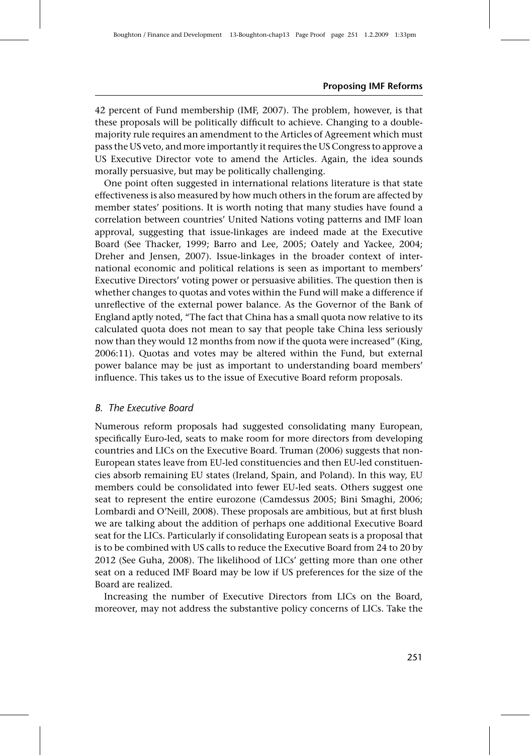42 percent of Fund membership (IMF, 2007). The problem, however, is that these proposals will be politically difficult to achieve. Changing to a double-majority rule requires an amendment to the Articles of Agreement which must pass the US veto, and more importantly it requires the US Congress to approve a US Executive Director vote to amend the Articles. Again, the idea sounds morally persuasive, but may be politically challenging.

One point often suggested in international relations literature is that state effectiveness is also measured by how much others in the forum are affected by member states' positions. It is worth noting that many studies have found a correlation between countries' United Nations voting patterns and IMF loan approval, suggesting that issue-linkages are indeed made at the Executive Board (See Thacker, 1999; Barro and Lee, 2005; Oately and Yackee, 2004; Dreher and Jensen, 2007). Issue-linkages in the broader context of international economic and political relations is seen as important to members' Executive Directors' voting power or persuasive abilities. The question then is whether changes to quotas and votes within the Fund will make a difference if unreflective of the external power balance. As the Governor of the Bank of England aptly noted, "The fact that China has a small quota now relative to its calculated quota does not mean to say that people take China less seriously now than they would 12 months from now if the quota were increased" (King, 2006:11). Quotas and votes may be altered within the Fund, but external power balance may be just as important to understanding board members' influence. This takes us to the issue of Executive Board reform proposals.

### *B. The Executive Board*

Numerous reform proposals had suggested consolidating many European, specifically Euro-led, seats to make room for more directors from developing countries and LICs on the Executive Board. Truman (2006) suggests that non-European states leave from EU-led constituencies and then EU-led constituencies absorb remaining EU states (Ireland, Spain, and Poland). In this way, EU members could be consolidated into fewer EU-led seats. Others suggest one seat to represent the entire eurozone (Camdessus 2005; Bini Smaghi, 2006; Lombardi and O'Neill, 2008). These proposals are ambitious, but at first blush we are talking about the addition of perhaps one additional Executive Board seat for the LICs. Particularly if consolidating European seats is a proposal that is to be combined with US calls to reduce the Executive Board from 24 to 20 by 2012 (See Guha, 2008). The likelihood of LICs' getting more than one other seat on a reduced IMF Board may be low if US preferences for the size of the Board are realized.

Increasing the number of Executive Directors from LICs on the Board, moreover, may not address the substantive policy concerns of LICs. Take the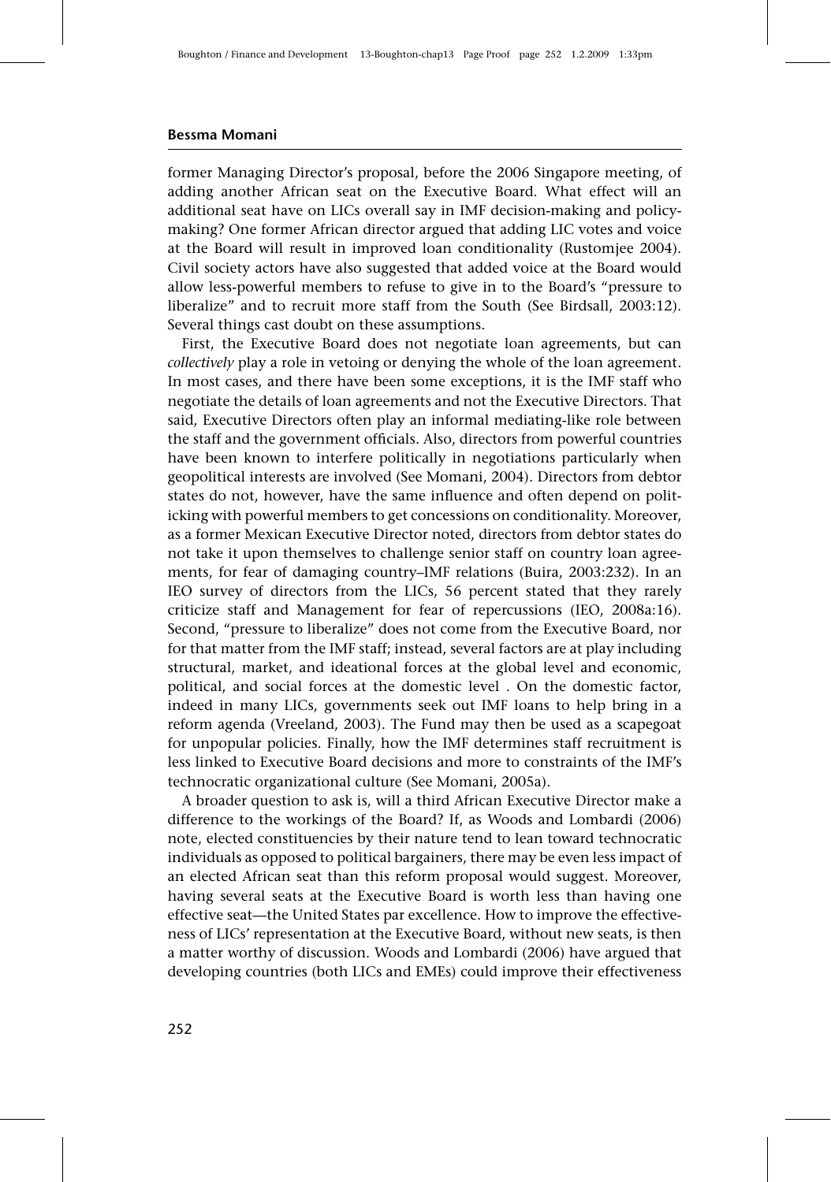former Managing Director's proposal, before the 2006 Singapore meeting, of adding another African seat on the Executive Board. What effect will an additional seat have on LICs overall say in IMF decision-making and policy-making? One former African director argued that adding LIC votes and voice at the Board will result in improved loan conditionality (Rustomjee 2004). Civil society actors have also suggested that added voice at the Board would allow less-powerful members to refuse to give in to the Board's "pressure to liberalize" and to recruit more staff from the South (See Birdsall, 2003:12). Several things cast doubt on these assumptions.

First, the Executive Board does not negotiate loan agreements, but can *collectively* play a role in vetoing or denying the whole of the loan agreement. In most cases, and there have been some exceptions, it is the IMF staff who negotiate the details of loan agreements and not the Executive Directors. That said, Executive Directors often play an informal mediating-like role between the staff and the government officials. Also, directors from powerful countries have been known to interfere politically in negotiations particularly when geopolitical interests are involved (See Momani, 2004). Directors from debtor states do not, however, have the same influence and often depend on politicking with powerful members to get concessions on conditionality. Moreover, as a former Mexican Executive Director noted, directors from debtor states do not take it upon themselves to challenge senior staff on country loan agreements, for fear of damaging country–IMF relations (Buira, 2003:232). In an IEO survey of directors from the LICs, 56 percent stated that they rarely criticize staff and Management for fear of repercussions (IEO, 2008a:16). Second, "pressure to liberalize" does not come from the Executive Board, nor for that matter from the IMF staff; instead, several factors are at play including structural, market, and ideational forces at the global level and economic, political, and social forces at the domestic level . On the domestic factor, indeed in many LICs, governments seek out IMF loans to help bring in a reform agenda (Vreeland, 2003). The Fund may then be used as a scapegoat for unpopular policies. Finally, how the IMF determines staff recruitment is less linked to Executive Board decisions and more to constraints of the IMF's technocratic organizational culture (See Momani, 2005a).

A broader question to ask is, will a third African Executive Director make a difference to the workings of the Board? If, as Woods and Lombardi (2006) note, elected constituencies by their nature tend to lean toward technocratic individuals as opposed to political bargainers, there may be even less impact of an elected African seat than this reform proposal would suggest. Moreover, having several seats at the Executive Board is worth less than having one effective seat—the United States par excellence. How to improve the effectiveness of LICs' representation at the Executive Board, without new seats, is then a matter worthy of discussion. Woods and Lombardi (2006) have argued that developing countries (both LICs and EMEs) could improve their effectiveness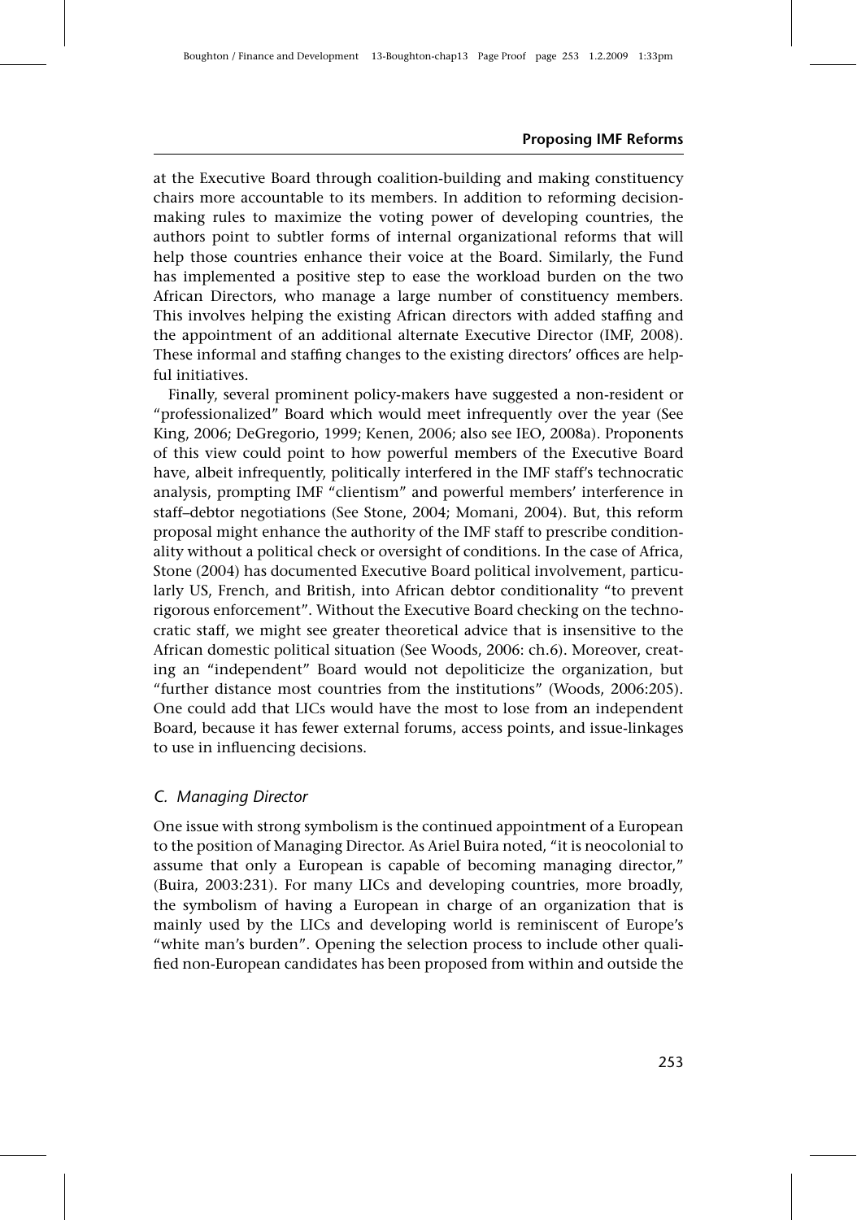at the Executive Board through coalition-building and making constituency chairs more accountable to its members. In addition to reforming decision-making rules to maximize the voting power of developing countries, the authors point to subtler forms of internal organizational reforms that will help those countries enhance their voice at the Board. Similarly, the Fund has implemented a positive step to ease the workload burden on the two African Directors, who manage a large number of constituency members. This involves helping the existing African directors with added staffing and the appointment of an additional alternate Executive Director (IMF, 2008). These informal and staffing changes to the existing directors' offices are helpful initiatives.

Finally, several prominent policy-makers have suggested a non-resident or "professionalized" Board which would meet infrequently over the year (See King, 2006; DeGregorio, 1999; Kenen, 2006; also see IEO, 2008a). Proponents of this view could point to how powerful members of the Executive Board have, albeit infrequently, politically interfered in the IMF staff's technocratic analysis, prompting IMF "clientism" and powerful members' interference in staff–debtor negotiations (See Stone, 2004; Momani, 2004). But, this reform proposal might enhance the authority of the IMF staff to prescribe conditionality without a political check or oversight of conditions. In the case of Africa, Stone (2004) has documented Executive Board political involvement, particularly US, French, and British, into African debtor conditionality "to prevent rigorous enforcement". Without the Executive Board checking on the technocratic staff, we might see greater theoretical advice that is insensitive to the African domestic political situation (See Woods, 2006: ch.6). Moreover, creating an "independent" Board would not depoliticize the organization, but "further distance most countries from the institutions" (Woods, 2006:205). One could add that LICs would have the most to lose from an independent Board, because it has fewer external forums, access points, and issue-linkages to use in influencing decisions.

### *C. Managing Director*

One issue with strong symbolism is the continued appointment of a European to the position of Managing Director. As Ariel Buira noted, "it is neocolonial to assume that only a European is capable of becoming managing director," (Buira, 2003:231). For many LICs and developing countries, more broadly, the symbolism of having a European in charge of an organization that is mainly used by the LICs and developing world is reminiscent of Europe's "white man's burden". Opening the selection process to include other qualified non-European candidates has been proposed from within and outside the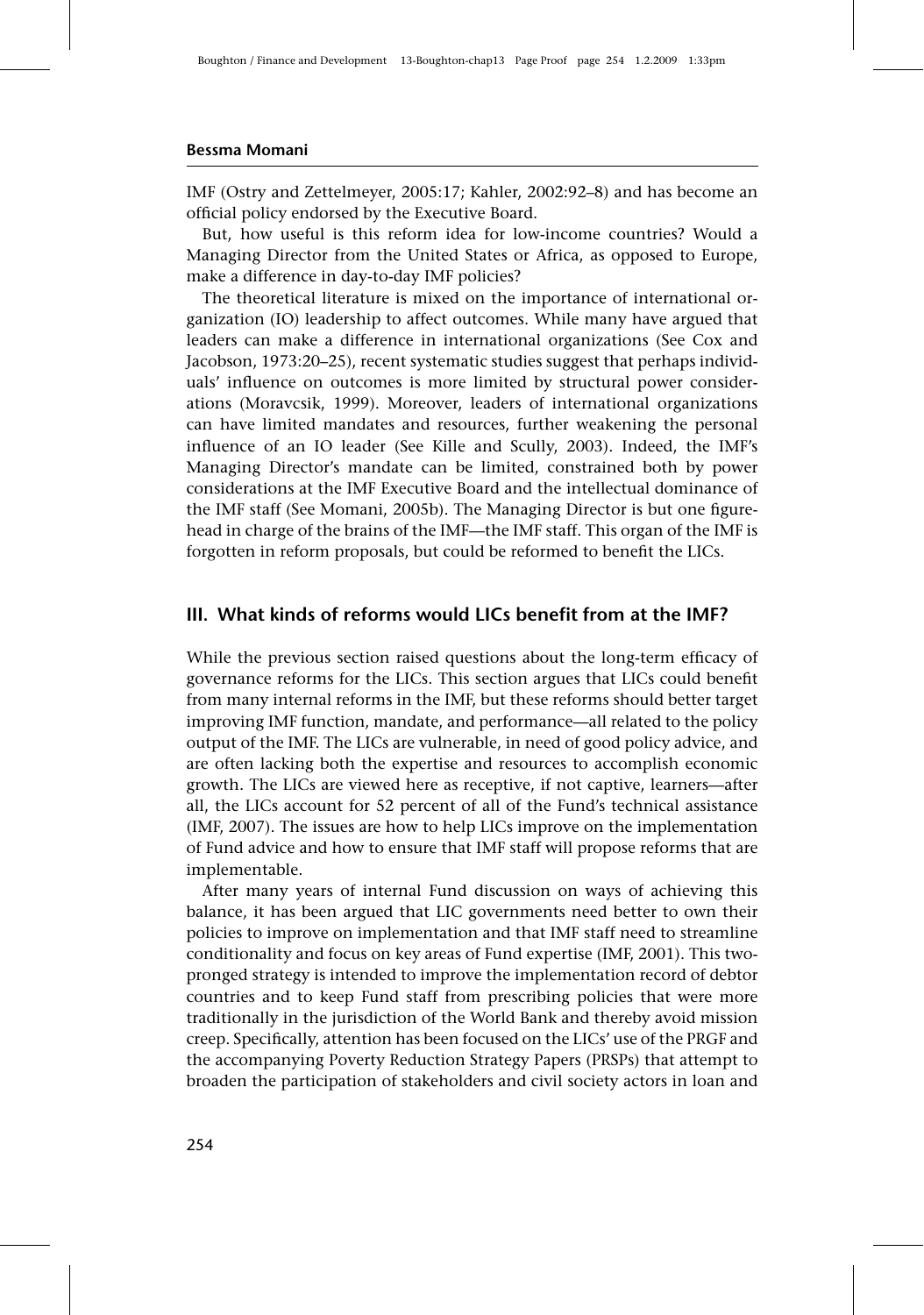IMF (Ostry and Zettelmeyer, 2005:17; Kahler, 2002:92–8) and has become an official policy endorsed by the Executive Board.

But, how useful is this reform idea for low-income countries? Would a Managing Director from the United States or Africa, as opposed to Europe, make a difference in day-to-day IMF policies?

The theoretical literature is mixed on the importance of international organization (IO) leadership to affect outcomes. While many have argued that leaders can make a difference in international organizations (See Cox and Jacobson, 1973:20–25), recent systematic studies suggest that perhaps individuals' influence on outcomes is more limited by structural power considerations (Moravcsik, 1999). Moreover, leaders of international organizations can have limited mandates and resources, further weakening the personal influence of an IO leader (See Kille and Scully, 2003). Indeed, the IMF's Managing Director's mandate can be limited, constrained both by power considerations at the IMF Executive Board and the intellectual dominance of the IMF staff (See Momani, 2005b). The Managing Director is but one figurehead in charge of the brains of the IMF—the IMF staff. This organ of the IMF is forgotten in reform proposals, but could be reformed to benefit the LICs.

## III. What kinds of reforms would LICs benefit from at the IMF?

While the previous section raised questions about the long-term efficacy of governance reforms for the LICs. This section argues that LICs could benefit from many internal reforms in the IMF, but these reforms should better target improving IMF function, mandate, and performance—all related to the policy output of the IMF. The LICs are vulnerable, in need of good policy advice, and are often lacking both the expertise and resources to accomplish economic growth. The LICs are viewed here as receptive, if not captive, learners—after all, the LICs account for 52 percent of all of the Fund's technical assistance (IMF, 2007). The issues are how to help LICs improve on the implementation of Fund advice and how to ensure that IMF staff will propose reforms that are implementable.

After many years of internal Fund discussion on ways of achieving this balance, it has been argued that LIC governments need better to own their policies to improve on implementation and that IMF staff need to streamline conditionality and focus on key areas of Fund expertise (IMF, 2001). This two-pronged strategy is intended to improve the implementation record of debtor countries and to keep Fund staff from prescribing policies that were more traditionally in the jurisdiction of the World Bank and thereby avoid mission creep. Specifically, attention has been focused on the LICs' use of the PRGF and the accompanying Poverty Reduction Strategy Papers (PRSPs) that attempt to broaden the participation of stakeholders and civil society actors in loan and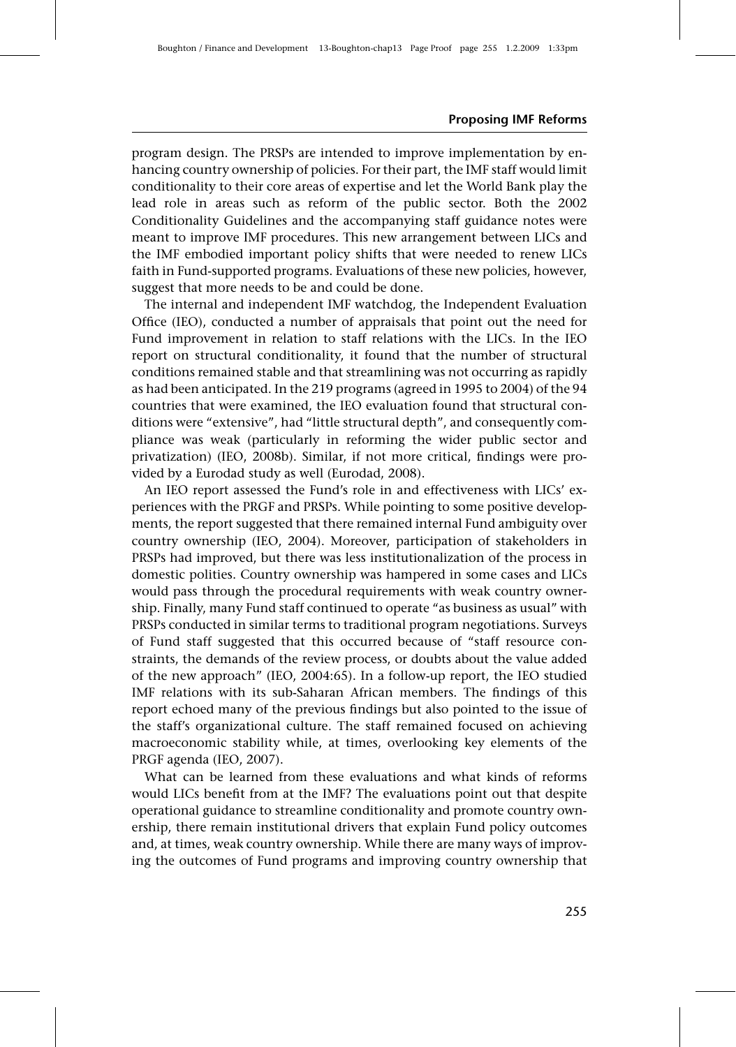program design. The PRSPs are intended to improve implementation by enhancing country ownership of policies. For their part, the IMF staff would limit conditionality to their core areas of expertise and let the World Bank play the lead role in areas such as reform of the public sector. Both the 2002 Conditionality Guidelines and the accompanying staff guidance notes were meant to improve IMF procedures. This new arrangement between LICs and the IMF embodied important policy shifts that were needed to renew LICs faith in Fund-supported programs. Evaluations of these new policies, however, suggest that more needs to be and could be done.

The internal and independent IMF watchdog, the Independent Evaluation Office (IEO), conducted a number of appraisals that point out the need for Fund improvement in relation to staff relations with the LICs. In the IEO report on structural conditionality, it found that the number of structural conditions remained stable and that streamlining was not occurring as rapidly as had been anticipated. In the 219 programs (agreed in 1995 to 2004) of the 94 countries that were examined, the IEO evaluation found that structural conditions were "extensive", had "little structural depth", and consequently compliance was weak (particularly in reforming the wider public sector and privatization) (IEO, 2008b). Similar, if not more critical, findings were provided by a Eurodad study as well (Eurodad, 2008).

An IEO report assessed the Fund's role in and effectiveness with LICs' experiences with the PRGF and PRSPs. While pointing to some positive developments, the report suggested that there remained internal Fund ambiguity over country ownership (IEO, 2004). Moreover, participation of stakeholders in PRSPs had improved, but there was less institutionalization of the process in domestic polities. Country ownership was hampered in some cases and LICs would pass through the procedural requirements with weak country ownership. Finally, many Fund staff continued to operate "as business as usual" with PRSPs conducted in similar terms to traditional program negotiations. Surveys of Fund staff suggested that this occurred because of "staff resource constraints, the demands of the review process, or doubts about the value added of the new approach" (IEO, 2004:65). In a follow-up report, the IEO studied IMF relations with its sub-Saharan African members. The findings of this report echoed many of the previous findings but also pointed to the issue of the staff's organizational culture. The staff remained focused on achieving macroeconomic stability while, at times, overlooking key elements of the PRGF agenda (IEO, 2007).

What can be learned from these evaluations and what kinds of reforms would LICs benefit from at the IMF? The evaluations point out that despite operational guidance to streamline conditionality and promote country ownership, there remain institutional drivers that explain Fund policy outcomes and, at times, weak country ownership. While there are many ways of improving the outcomes of Fund programs and improving country ownership that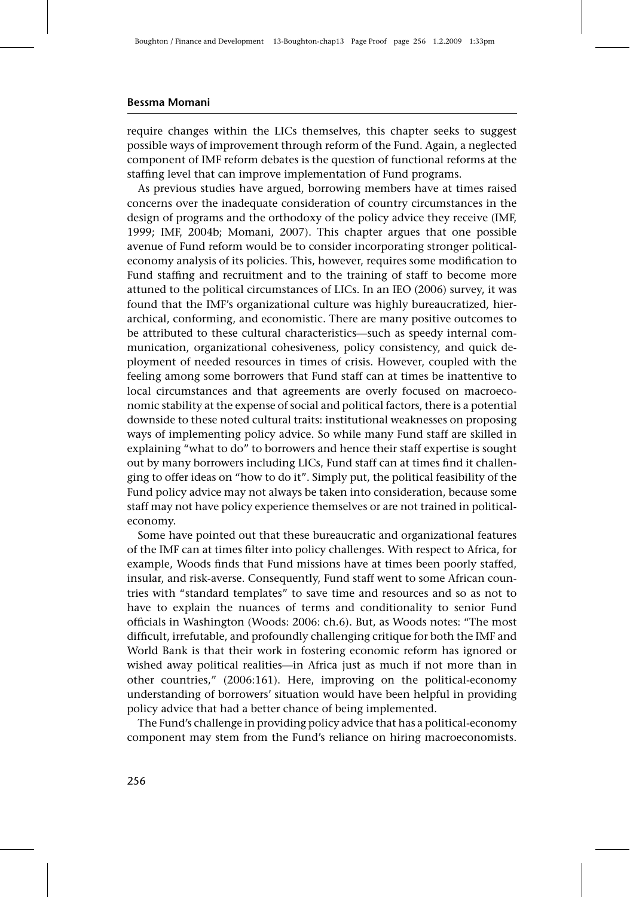require changes within the LICs themselves, this chapter seeks to suggest possible ways of improvement through reform of the Fund. Again, a neglected component of IMF reform debates is the question of functional reforms at the staffing level that can improve implementation of Fund programs.

As previous studies have argued, borrowing members have at times raised concerns over the inadequate consideration of country circumstances in the design of programs and the orthodoxy of the policy advice they receive (IMF, 1999; IMF, 2004b; Momani, 2007). This chapter argues that one possible avenue of Fund reform would be to consider incorporating stronger political-economy analysis of its policies. This, however, requires some modification to Fund staffing and recruitment and to the training of staff to become more attuned to the political circumstances of LICs. In an IEO (2006) survey, it was found that the IMF's organizational culture was highly bureaucratized, hierarchical, conforming, and economistic. There are many positive outcomes to be attributed to these cultural characteristics—such as speedy internal communication, organizational cohesiveness, policy consistency, and quick deployment of needed resources in times of crisis. However, coupled with the feeling among some borrowers that Fund staff can at times be inattentive to local circumstances and that agreements are overly focused on macroeconomic stability at the expense of social and political factors, there is a potential downside to these noted cultural traits: institutional weaknesses on proposing ways of implementing policy advice. So while many Fund staff are skilled in explaining "what to do" to borrowers and hence their staff expertise is sought out by many borrowers including LICs, Fund staff can at times find it challenging to offer ideas on "how to do it". Simply put, the political feasibility of the Fund policy advice may not always be taken into consideration, because some staff may not have policy experience themselves or are not trained in political-economy.

Some have pointed out that these bureaucratic and organizational features of the IMF can at times filter into policy challenges. With respect to Africa, for example, Woods finds that Fund missions have at times been poorly staffed, insular, and risk-averse. Consequently, Fund staff went to some African countries with "standard templates" to save time and resources and so as not to have to explain the nuances of terms and conditionality to senior Fund officials in Washington (Woods: 2006: ch.6). But, as Woods notes: "The most difficult, irrefutable, and profoundly challenging critique for both the IMF and World Bank is that their work in fostering economic reform has ignored or wished away political realities—in Africa just as much if not more than in other countries," (2006:161). Here, improving on the political-economy understanding of borrowers' situation would have been helpful in providing policy advice that had a better chance of being implemented.

The Fund's challenge in providing policy advice that has a political-economy component may stem from the Fund's reliance on hiring macroeconomists.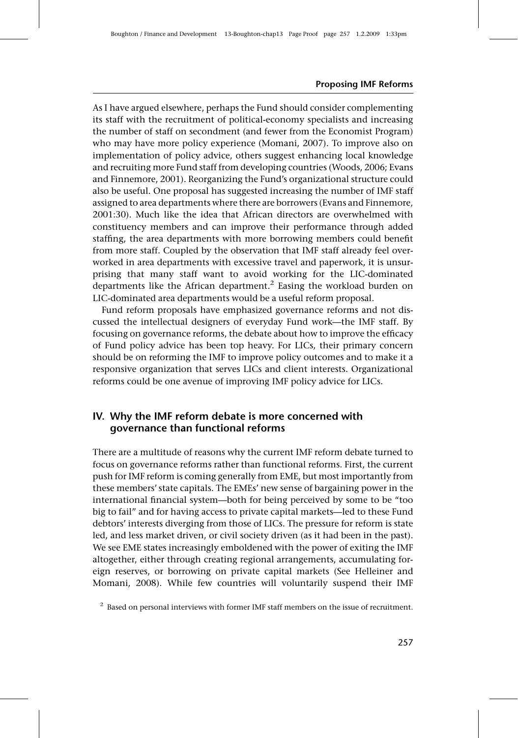As I have argued elsewhere, perhaps the Fund should consider complementing its staff with the recruitment of political-economy specialists and increasing the number of staff on secondment (and fewer from the Economist Program) who may have more policy experience (Momani, 2007). To improve also on implementation of policy advice, others suggest enhancing local knowledge and recruiting more Fund staff from developing countries (Woods, 2006; Evans and Finnemore, 2001). Reorganizing the Fund's organizational structure could also be useful. One proposal has suggested increasing the number of IMF staff assigned to area departments where there are borrowers (Evans and Finnemore, 2001:30). Much like the idea that African directors are overwhelmed with constituency members and can improve their performance through added staffing, the area departments with more borrowing members could benefit from more staff. Coupled by the observation that IMF staff already feel overworked in area departments with excessive travel and paperwork, it is unsurprising that many staff want to avoid working for the LIC-dominated departments like the African department.[2] Easing the workload burden on LIC-dominated area departments would be a useful reform proposal.

Fund reform proposals have emphasized governance reforms and not discussed the intellectual designers of everyday Fund work—the IMF staff. By focusing on governance reforms, the debate about how to improve the efficacy of Fund policy advice has been top heavy. For LICs, their primary concern should be on reforming the IMF to improve policy outcomes and to make it a responsive organization that serves LICs and client interests. Organizational reforms could be one avenue of improving IMF policy advice for LICs.

## IV. Why the IMF reform debate is more concerned with governance than functional reforms

There are a multitude of reasons why the current IMF reform debate turned to focus on governance reforms rather than functional reforms. First, the current push for IMF reform is coming generally from EME, but most importantly from these members' state capitals. The EMEs' new sense of bargaining power in the international financial system—both for being perceived by some to be "too big to fail" and for having access to private capital markets—led to these Fund debtors' interests diverging from those of LICs. The pressure for reform is state led, and less market driven, or civil society driven (as it had been in the past). We see EME states increasingly emboldened with the power of exiting the IMF altogether, either through creating regional arrangements, accumulating foreign reserves, or borrowing on private capital markets (See Helleiner and Momani, 2008). While few countries will voluntarily suspend their IMF

[2] Based on personal interviews with former IMF staff members on the issue of recruitment.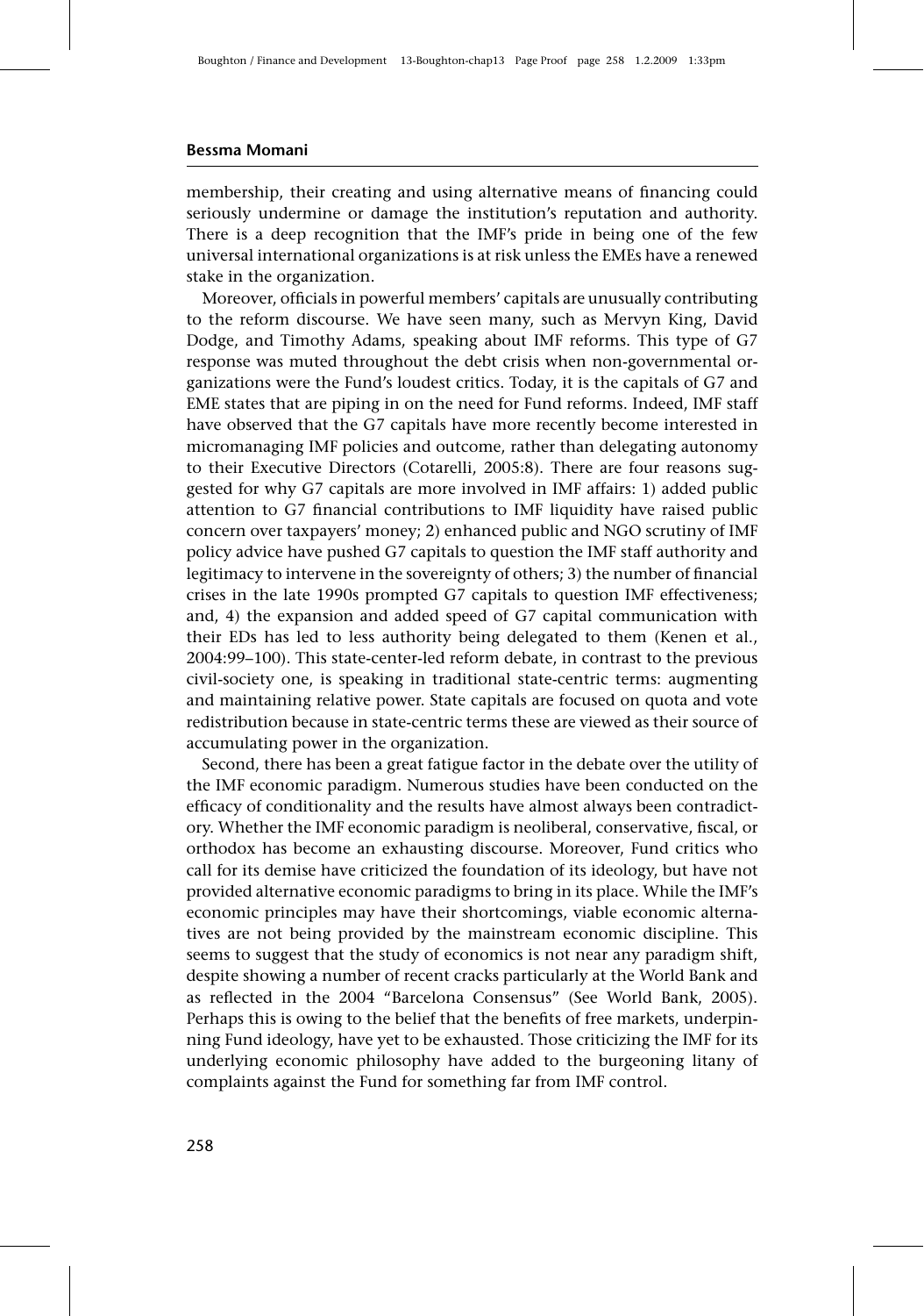membership, their creating and using alternative means of financing could seriously undermine or damage the institution's reputation and authority. There is a deep recognition that the IMF's pride in being one of the few universal international organizations is at risk unless the EMEs have a renewed stake in the organization.

Moreover, officials in powerful members' capitals are unusually contributing to the reform discourse. We have seen many, such as Mervyn King, David Dodge, and Timothy Adams, speaking about IMF reforms. This type of G7 response was muted throughout the debt crisis when non-governmental organizations were the Fund's loudest critics. Today, it is the capitals of G7 and EME states that are piping in on the need for Fund reforms. Indeed, IMF staff have observed that the G7 capitals have more recently become interested in micromanaging IMF policies and outcome, rather than delegating autonomy to their Executive Directors (Cotarelli, 2005:8). There are four reasons suggested for why G7 capitals are more involved in IMF affairs: 1) added public attention to G7 financial contributions to IMF liquidity have raised public concern over taxpayers' money; 2) enhanced public and NGO scrutiny of IMF policy advice have pushed G7 capitals to question the IMF staff authority and legitimacy to intervene in the sovereignty of others; 3) the number of financial crises in the late 1990s prompted G7 capitals to question IMF effectiveness; and, 4) the expansion and added speed of G7 capital communication with their EDs has led to less authority being delegated to them (Kenen et al., 2004:99–100). This state-center-led reform debate, in contrast to the previous civil-society one, is speaking in traditional state-centric terms: augmenting and maintaining relative power. State capitals are focused on quota and vote redistribution because in state-centric terms these are viewed as their source of accumulating power in the organization.

Second, there has been a great fatigue factor in the debate over the utility of the IMF economic paradigm. Numerous studies have been conducted on the efficacy of conditionality and the results have almost always been contradictory. Whether the IMF economic paradigm is neoliberal, conservative, fiscal, or orthodox has become an exhausting discourse. Moreover, Fund critics who call for its demise have criticized the foundation of its ideology, but have not provided alternative economic paradigms to bring in its place. While the IMF's economic principles may have their shortcomings, viable economic alternatives are not being provided by the mainstream economic discipline. This seems to suggest that the study of economics is not near any paradigm shift, despite showing a number of recent cracks particularly at the World Bank and as reflected in the 2004 "Barcelona Consensus" (See World Bank, 2005). Perhaps this is owing to the belief that the benefits of free markets, underpinning Fund ideology, have yet to be exhausted. Those criticizing the IMF for its underlying economic philosophy have added to the burgeoning litany of complaints against the Fund for something far from IMF control.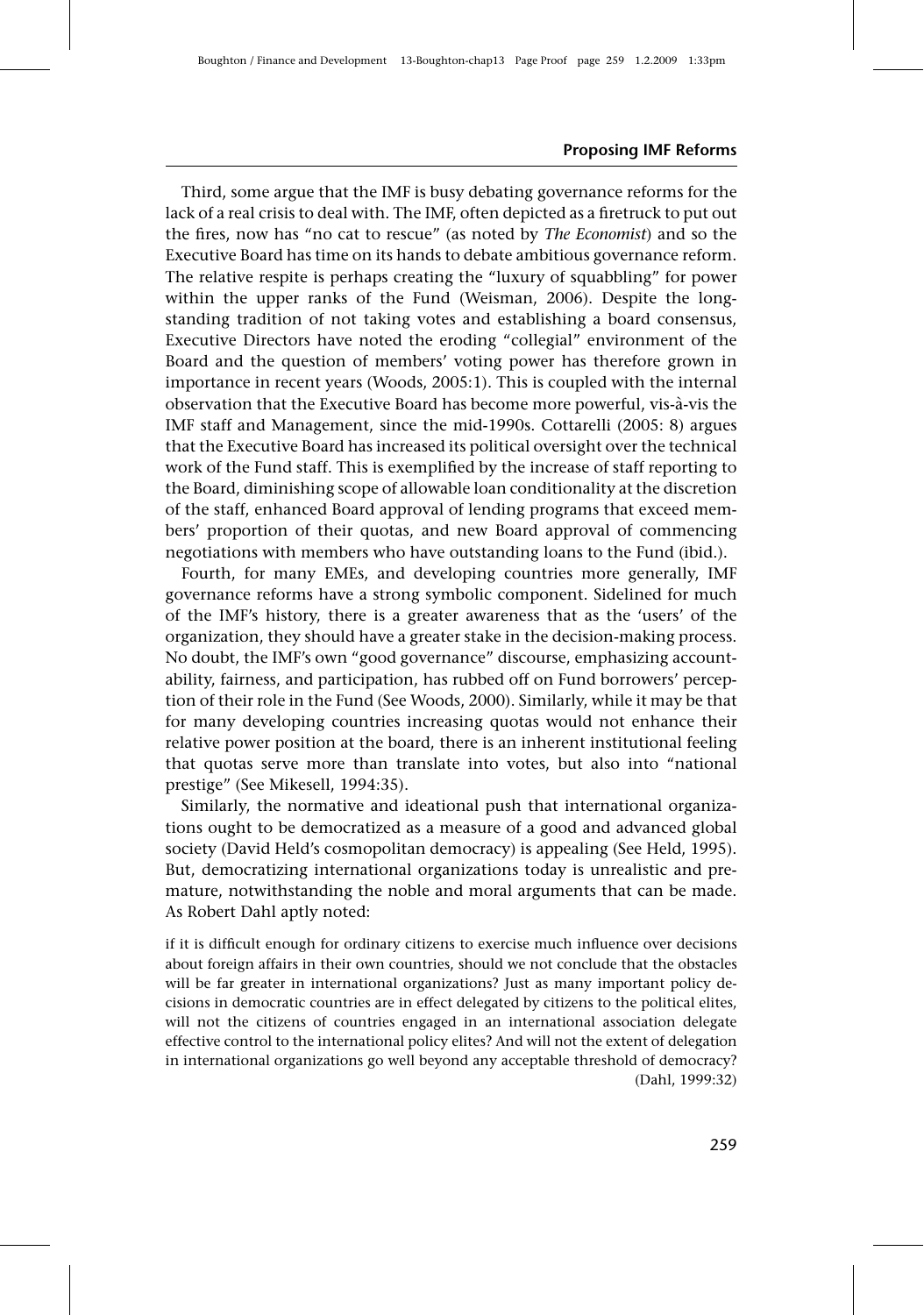Third, some argue that the IMF is busy debating governance reforms for the lack of a real crisis to deal with. The IMF, often depicted as a firetruck to put out the fires, now has "no cat to rescue" (as noted by *The Economist*) and so the Executive Board has time on its hands to debate ambitious governance reform. The relative respite is perhaps creating the "luxury of squabbling" for power within the upper ranks of the Fund (Weisman, 2006). Despite the longstanding tradition of not taking votes and establishing a board consensus, Executive Directors have noted the eroding "collegial" environment of the Board and the question of members' voting power has therefore grown in importance in recent years (Woods, 2005:1). This is coupled with the internal observation that the Executive Board has become more powerful, vis-à-vis the IMF staff and Management, since the mid-1990s. Cottarelli (2005: 8) argues that the Executive Board has increased its political oversight over the technical work of the Fund staff. This is exemplified by the increase of staff reporting to the Board, diminishing scope of allowable loan conditionality at the discretion of the staff, enhanced Board approval of lending programs that exceed members' proportion of their quotas, and new Board approval of commencing negotiations with members who have outstanding loans to the Fund (ibid.).

Fourth, for many EMEs, and developing countries more generally, IMF governance reforms have a strong symbolic component. Sidelined for much of the IMF's history, there is a greater awareness that as the 'users' of the organization, they should have a greater stake in the decision-making process. No doubt, the IMF's own "good governance" discourse, emphasizing accountability, fairness, and participation, has rubbed off on Fund borrowers' perception of their role in the Fund (See Woods, 2000). Similarly, while it may be that for many developing countries increasing quotas would not enhance their relative power position at the board, there is an inherent institutional feeling that quotas serve more than translate into votes, but also into "national prestige" (See Mikesell, 1994:35).

Similarly, the normative and ideational push that international organizations ought to be democratized as a measure of a good and advanced global society (David Held's cosmopolitan democracy) is appealing (See Held, 1995). But, democratizing international organizations today is unrealistic and premature, notwithstanding the noble and moral arguments that can be made. As Robert Dahl aptly noted:

> if it is difficult enough for ordinary citizens to exercise much influence over decisions about foreign affairs in their own countries, should we not conclude that the obstacles will be far greater in international organizations? Just as many important policy decisions in democratic countries are in effect delegated by citizens to the political elites, will not the citizens of countries engaged in an international association delegate effective control to the international policy elites? And will not the extent of delegation in international organizations go well beyond any acceptable threshold of democracy? (Dahl, 1999:32)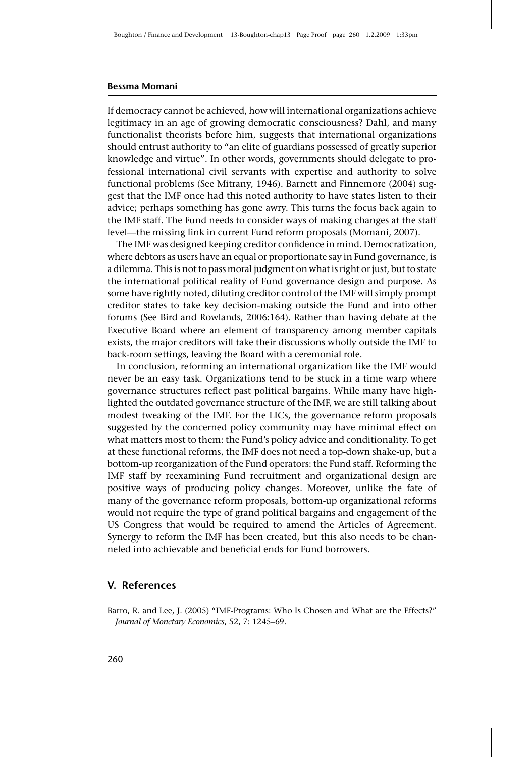If democracy cannot be achieved, how will international organizations achieve legitimacy in an age of growing democratic consciousness? Dahl, and many functionalist theorists before him, suggests that international organizations should entrust authority to "an elite of guardians possessed of greatly superior knowledge and virtue". In other words, governments should delegate to professional international civil servants with expertise and authority to solve functional problems (See Mitrany, 1946). Barnett and Finnemore (2004) suggest that the IMF once had this noted authority to have states listen to their advice; perhaps something has gone awry. This turns the focus back again to the IMF staff. The Fund needs to consider ways of making changes at the staff level—the missing link in current Fund reform proposals (Momani, 2007).

The IMF was designed keeping creditor confidence in mind. Democratization, where debtors as users have an equal or proportionate say in Fund governance, is a dilemma. This is not to pass moral judgment on what is right or just, but to state the international political reality of Fund governance design and purpose. As some have rightly noted, diluting creditor control of the IMF will simply prompt creditor states to take key decision-making outside the Fund and into other forums (See Bird and Rowlands, 2006:164). Rather than having debate at the Executive Board where an element of transparency among member capitals exists, the major creditors will take their discussions wholly outside the IMF to back-room settings, leaving the Board with a ceremonial role.

In conclusion, reforming an international organization like the IMF would never be an easy task. Organizations tend to be stuck in a time warp where governance structures reflect past political bargains. While many have highlighted the outdated governance structure of the IMF, we are still talking about modest tweaking of the IMF. For the LICs, the governance reform proposals suggested by the concerned policy community may have minimal effect on what matters most to them: the Fund's policy advice and conditionality. To get at these functional reforms, the IMF does not need a top-down shake-up, but a bottom-up reorganization of the Fund operators: the Fund staff. Reforming the IMF staff by reexamining Fund recruitment and organizational design are positive ways of producing policy changes. Moreover, unlike the fate of many of the governance reform proposals, bottom-up organizational reforms would not require the type of grand political bargains and engagement of the US Congress that would be required to amend the Articles of Agreement. Synergy to reform the IMF has been created, but this also needs to be channeled into achievable and beneficial ends for Fund borrowers.

## V. References

Barro, R. and Lee, J. (2005) "IMF-Programs: Who Is Chosen and What are the Effects?" *Journal of Monetary Economics*, 52, 7: 1245–69.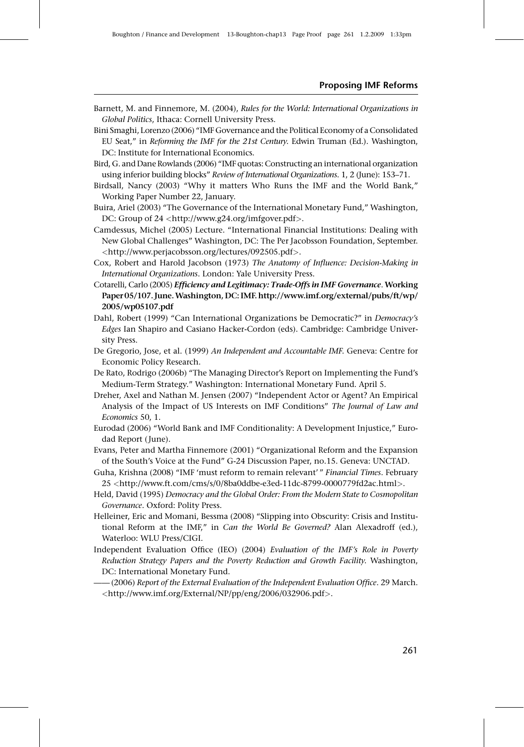Barnett, M. and Finnemore, M. (2004), *Rules for the World: International Organizations in Global Politics*, Ithaca: Cornell University Press.

Bini Smaghi, Lorenzo (2006) "IMF Governance and the Political Economy of a Consolidated EU Seat," in *Reforming the IMF for the 21st Century*. Edwin Truman (Ed.). Washington, DC: Institute for International Economics.

Bird, G. and Dane Rowlands (2006) "IMF quotas: Constructing an international organization using inferior building blocks" *Review of International Organizations*. 1, 2 (June): 153–71.

Birdsall, Nancy (2003) "Why it matters Who Runs the IMF and the World Bank," Working Paper Number 22, January.

Buira, Ariel (2003) "The Governance of the International Monetary Fund," Washington, DC: Group of 24 <http://www.g24.org/imfgover.pdf>.

Camdessus, Michel (2005) Lecture. "International Financial Institutions: Dealing with New Global Challenges" Washington, DC: The Per Jacobsson Foundation, September. <http://www.perjacobsson.org/lectures/092505.pdf>.

Cox, Robert and Harold Jacobson (1973) *The Anatomy of Influence: Decision-Making in International Organizations*. London: Yale University Press.

Cotarelli, Carlo (2005) ***Efficiency and Legitimacy: Trade-Offs in IMF Governance*. Working Paper 05/107. June. Washington, DC: IMF. http://www.imf.org/external/pubs/ft/wp/2005/wp05107.pdf**

Dahl, Robert (1999) "Can International Organizations be Democratic?" in *Democracy's Edges* Ian Shapiro and Casiano Hacker-Cordon (eds). Cambridge: Cambridge University Press.

De Gregorio, Jose, et al. (1999) *An Independent and Accountable IMF*. Geneva: Centre for Economic Policy Research.

De Rato, Rodrigo (2006b) "The Managing Director's Report on Implementing the Fund's Medium-Term Strategy." Washington: International Monetary Fund. April 5.

Dreher, Axel and Nathan M. Jensen (2007) "Independent Actor or Agent? An Empirical Analysis of the Impact of US Interests on IMF Conditions" *The Journal of Law and Economics* 50, 1.

Eurodad (2006) "World Bank and IMF Conditionality: A Development Injustice," Eurodad Report (June).

Evans, Peter and Martha Finnemore (2001) "Organizational Reform and the Expansion of the South's Voice at the Fund" G-24 Discussion Paper, no.15. Geneva: UNCTAD.

Guha, Krishna (2008) "IMF 'must reform to remain relevant' " *Financial Times*. February 25 <http://www.ft.com/cms/s/0/8ba0ddbe-e3ed-11dc-8799-0000779fd2ac.html>.

Held, David (1995) *Democracy and the Global Order: From the Modern State to Cosmopolitan Governance*. Oxford: Polity Press.

Helleiner, Eric and Momani, Bessma (2008) "Slipping into Obscurity: Crisis and Institutional Reform at the IMF," in *Can the World Be Governed?* Alan Alexadroff (ed.), Waterloo: WLU Press/CIGI.

Independent Evaluation Office (IEO) (2004) *Evaluation of the IMF's Role in Poverty Reduction Strategy Papers and the Poverty Reduction and Growth Facility*. Washington, DC: International Monetary Fund.

—— (2006) *Report of the External Evaluation of the Independent Evaluation Office*. 29 March. <http://www.imf.org/External/NP/pp/eng/2006/032906.pdf>.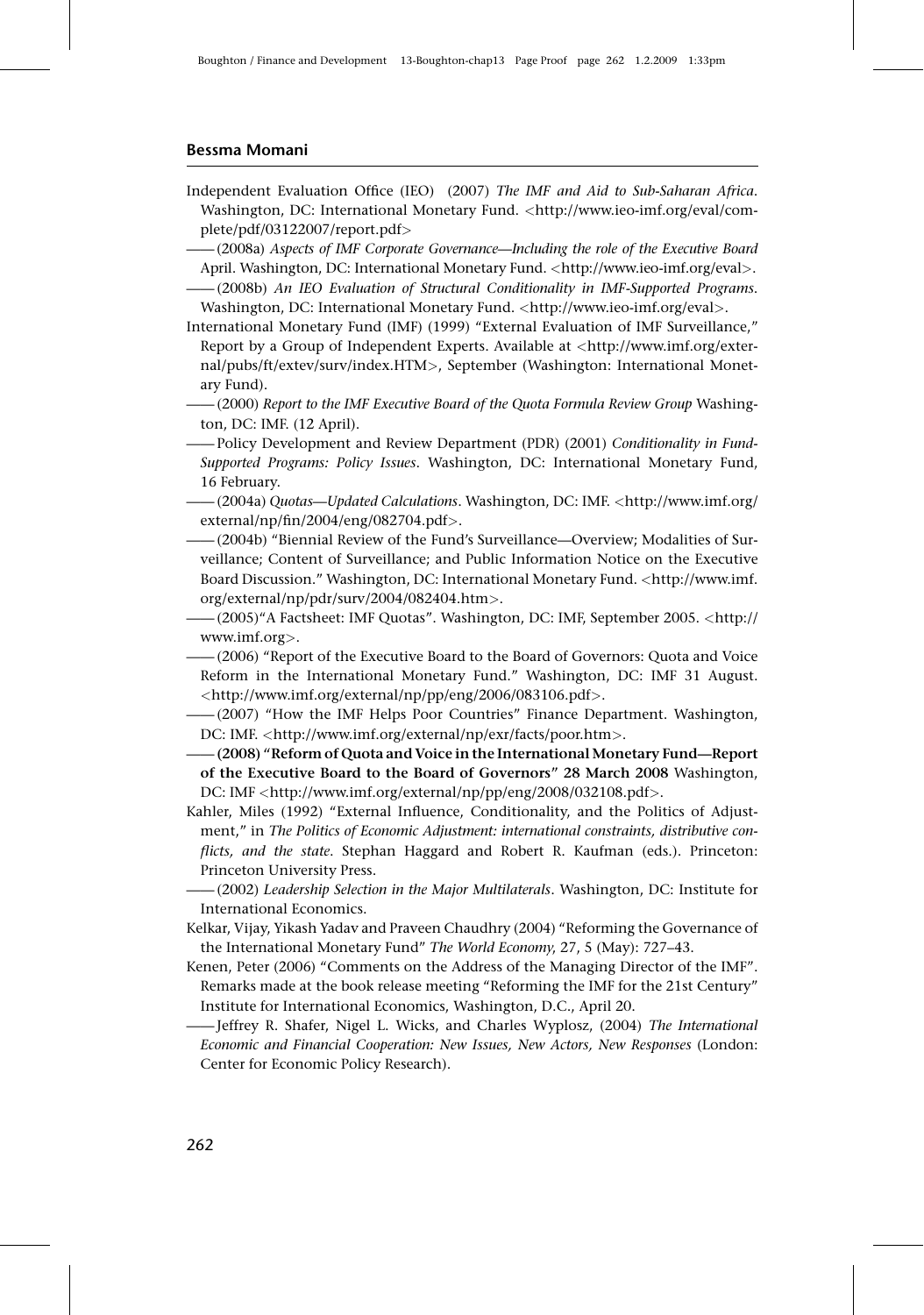Independent Evaluation Office (IEO) (2007) *The IMF and Aid to Sub-Saharan Africa*. Washington, DC: International Monetary Fund. <http://www.ieo-imf.org/eval/complete/pdf/03122007/report.pdf>

—— (2008a) *Aspects of IMF Corporate Governance—Including the role of the Executive Board* April. Washington, DC: International Monetary Fund. <http://www.ieo-imf.org/eval>.

—— (2008b) *An IEO Evaluation of Structural Conditionality in IMF-Supported Programs*. Washington, DC: International Monetary Fund. <http://www.ieo-imf.org/eval>.

International Monetary Fund (IMF) (1999) "External Evaluation of IMF Surveillance," Report by a Group of Independent Experts. Available at <http://www.imf.org/external/pubs/ft/extev/surv/index.HTM>, September (Washington: International Monetary Fund).

—— (2000) *Report to the IMF Executive Board of the Quota Formula Review Group* Washington, DC: IMF. (12 April).

—— Policy Development and Review Department (PDR) (2001) *Conditionality in Fund-Supported Programs: Policy Issues*. Washington, DC: International Monetary Fund, 16 February.

—— (2004a) *Quotas—Updated Calculations*. Washington, DC: IMF. <http://www.imf.org/external/np/fin/2004/eng/082704.pdf>.

—— (2004b) "Biennial Review of the Fund's Surveillance—Overview; Modalities of Surveillance; Content of Surveillance; and Public Information Notice on the Executive Board Discussion." Washington, DC: International Monetary Fund. <http://www.imf.org/external/np/pdr/surv/2004/082404.htm>.

—— (2005)"A Factsheet: IMF Quotas". Washington, DC: IMF, September 2005. <http://www.imf.org>.

—— (2006) "Report of the Executive Board to the Board of Governors: Quota and Voice Reform in the International Monetary Fund." Washington, DC: IMF 31 August. <http://www.imf.org/external/np/pp/eng/2006/083106.pdf>.

—— (2007) "How the IMF Helps Poor Countries" Finance Department. Washington, DC: IMF. <http://www.imf.org/external/np/exr/facts/poor.htm>.

**—— (2008) "Reform of Quota and Voice in the International Monetary Fund—Report of the Executive Board to the Board of Governors" 28 March 2008** Washington, DC: IMF <http://www.imf.org/external/np/pp/eng/2008/032108.pdf>.

Kahler, Miles (1992) "External Influence, Conditionality, and the Politics of Adjustment," in *The Politics of Economic Adjustment: international constraints, distributive conflicts, and the state*. Stephan Haggard and Robert R. Kaufman (eds.). Princeton: Princeton University Press.

—— (2002) *Leadership Selection in the Major Multilaterals*. Washington, DC: Institute for International Economics.

Kelkar, Vijay, Yikash Yadav and Praveen Chaudhry (2004) "Reforming the Governance of the International Monetary Fund" *The World Economy*, 27, 5 (May): 727–43.

Kenen, Peter (2006) "Comments on the Address of the Managing Director of the IMF". Remarks made at the book release meeting "Reforming the IMF for the 21st Century" Institute for International Economics, Washington, D.C., April 20.

—— Jeffrey R. Shafer, Nigel L. Wicks, and Charles Wyplosz, (2004) *The International Economic and Financial Cooperation: New Issues, New Actors, New Responses* (London: Center for Economic Policy Research).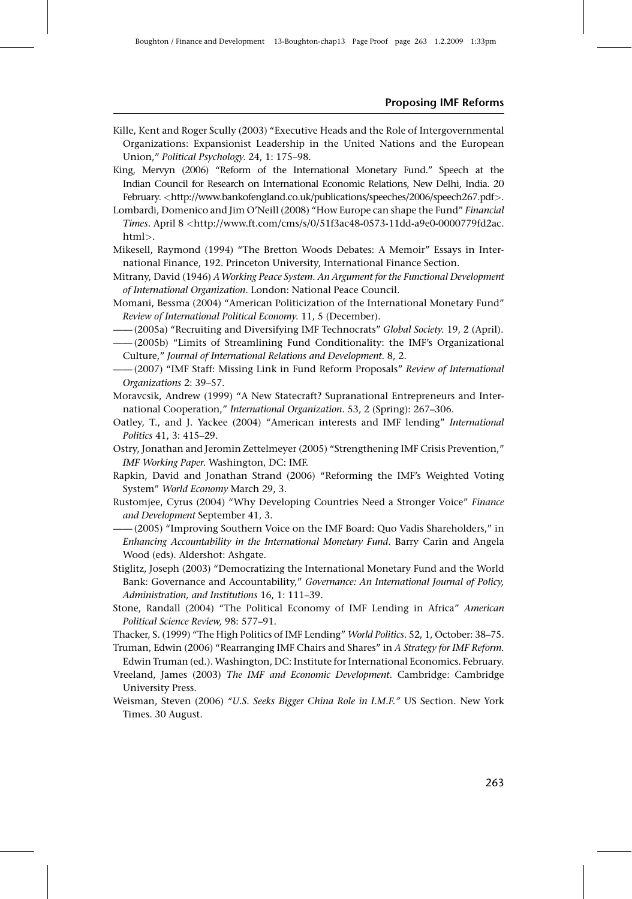Kille, Kent and Roger Scully (2003) "Executive Heads and the Role of Intergovernmental Organizations: Expansionist Leadership in the United Nations and the European Union," *Political Psychology*. 24, 1: 175–98.

King, Mervyn (2006) "Reform of the International Monetary Fund." Speech at the Indian Council for Research on International Economic Relations, New Delhi, India. 20 February. <http://www.bankofengland.co.uk/publications/speeches/2006/speech267.pdf>.

Lombardi, Domenico and Jim O'Neill (2008) "How Europe can shape the Fund" *Financial Times*. April 8 <http://www.ft.com/cms/s/0/51f3ac48-0573-11dd-a9e0-0000779fd2ac.html>.

Mikesell, Raymond (1994) "The Bretton Woods Debates: A Memoir" Essays in International Finance, 192. Princeton University, International Finance Section.

Mitrany, David (1946) *A Working Peace System. An Argument for the Functional Development of International Organization*. London: National Peace Council.

Momani, Bessma (2004) "American Politicization of the International Monetary Fund" *Review of International Political Economy*. 11, 5 (December).

—— (2005a) "Recruiting and Diversifying IMF Technocrats" *Global Society*. 19, 2 (April).

—— (2005b) "Limits of Streamlining Fund Conditionality: the IMF's Organizational Culture," *Journal of International Relations and Development*. 8, 2.

—— (2007) "IMF Staff: Missing Link in Fund Reform Proposals" *Review of International Organizations* 2: 39–57.

Moravcsik, Andrew (1999) "A New Statecraft? Supranational Entrepreneurs and International Cooperation," *International Organization*. 53, 2 (Spring): 267–306.

Oatley, T., and J. Yackee (2004) "American interests and IMF lending" *International Politics* 41, 3: 415–29.

Ostry, Jonathan and Jeromin Zettelmeyer (2005) "Strengthening IMF Crisis Prevention," *IMF Working Paper*. Washington, DC: IMF.

Rapkin, David and Jonathan Strand (2006) "Reforming the IMF's Weighted Voting System" *World Economy* March 29, 3.

Rustomjee, Cyrus (2004) "Why Developing Countries Need a Stronger Voice" *Finance and Development* September 41, 3.

—— (2005) "Improving Southern Voice on the IMF Board: Quo Vadis Shareholders," in *Enhancing Accountability in the International Monetary Fund*. Barry Carin and Angela Wood (eds). Aldershot: Ashgate.

Stiglitz, Joseph (2003) "Democratizing the International Monetary Fund and the World Bank: Governance and Accountability," *Governance: An International Journal of Policy, Administration, and Institutions* 16, 1: 111–39.

Stone, Randall (2004) "The Political Economy of IMF Lending in Africa" *American Political Science Review,* 98: 577–91.

Thacker, S. (1999) "The High Politics of IMF Lending" *World Politics*. 52, 1, October: 38–75.

Truman, Edwin (2006) "Rearranging IMF Chairs and Shares" in *A Strategy for IMF Reform*. Edwin Truman (ed.). Washington, DC: Institute for International Economics. February.

Vreeland, James (2003) *The IMF and Economic Development*. Cambridge: Cambridge University Press.

Weisman, Steven (2006) *"U.S. Seeks Bigger China Role in I.M.F."* US Section. New York Times. 30 August.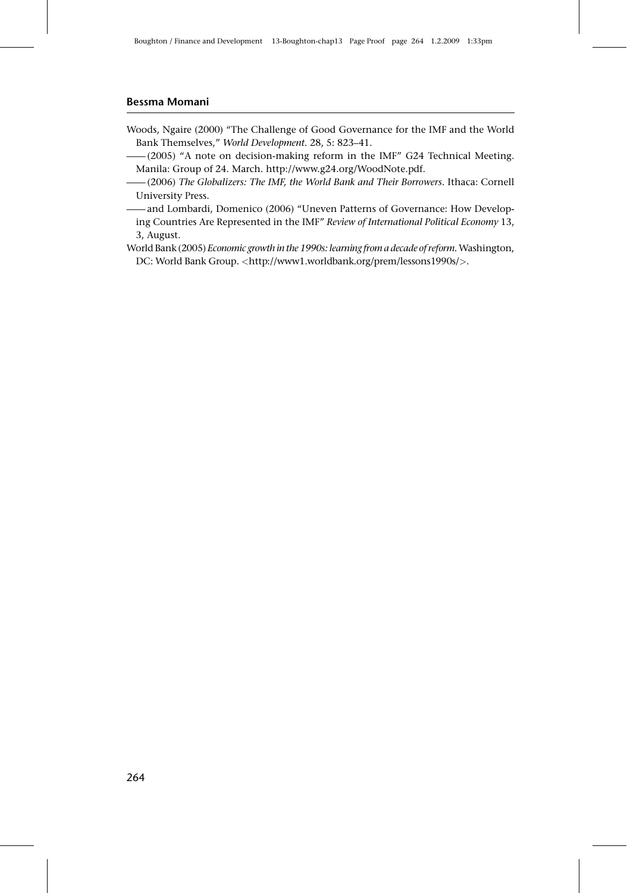Woods, Ngaire (2000) "The Challenge of Good Governance for the IMF and the World Bank Themselves," *World Development*. 28, 5: 823–41.

—— (2005) "A note on decision-making reform in the IMF" G24 Technical Meeting. Manila: Group of 24. March. http://www.g24.org/WoodNote.pdf.

—— (2006) *The Globalizers: The IMF, the World Bank and Their Borrowers*. Ithaca: Cornell University Press.

—— and Lombardi, Domenico (2006) "Uneven Patterns of Governance: How Developing Countries Are Represented in the IMF" *Review of International Political Economy* 13, 3, August.

World Bank (2005) *Economic growth in the 1990s: learning from a decade of reform*. Washington, DC: World Bank Group. <http://www1.worldbank.org/prem/lessons1990s/>.